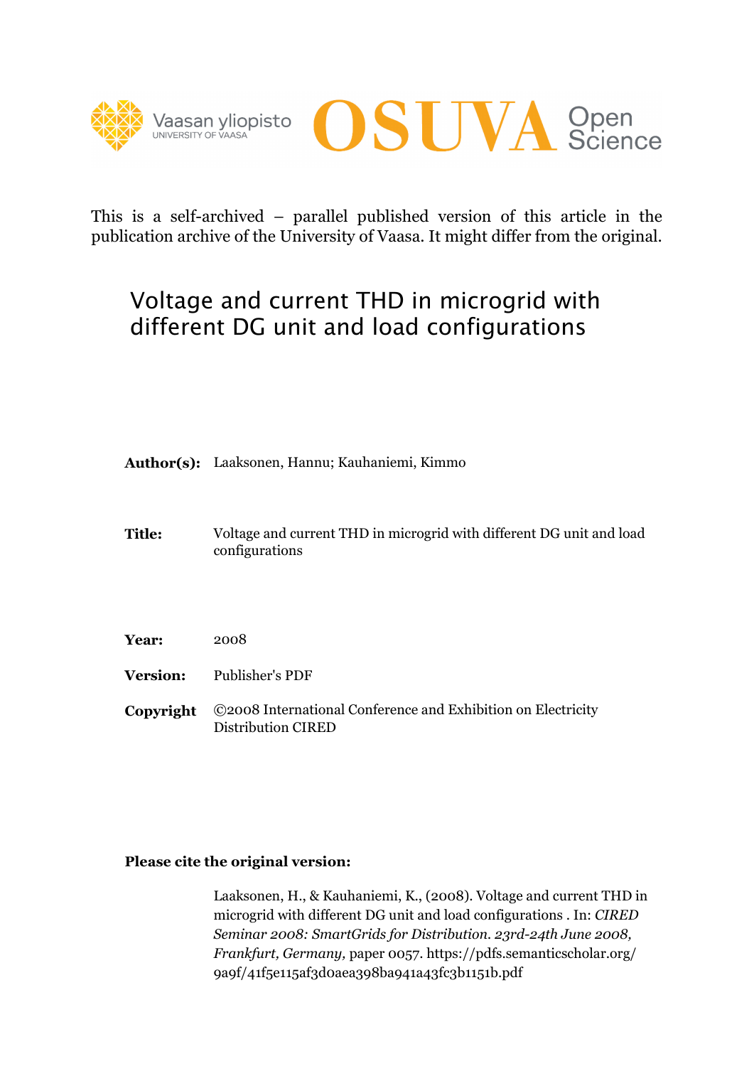This is a self-archived – parallel published version of this article in the publication archive of the University of Vaasa. It might differ from the original.

# Voltage and current THD in microgrid with different DG unit and load configurations

**Author(s):** Laaksonen, Hannu; Kauhaniemi, Kimmo

**Title:** Voltage and current THD in microgrid with different DG unit and load configurations

**Year:** 2008

**Version:** Publisher's PDF

**Copyright** ©2008 International Conference and Exhibition on Electricity Distribution CIRED

**Please cite the original version:**

Laaksonen, H., & Kauhaniemi, K., (2008). Voltage and current THD in microgrid with different DG unit and load configurations . In: *CIRED Seminar 2008: SmartGrids for Distribution. 23rd-24th June 2008, Frankfurt, Germany,* paper 0057. https://pdfs.semanticscholar.org/9a9f/41f5e115af3d0aea398ba941a43fc3b1151b.pdf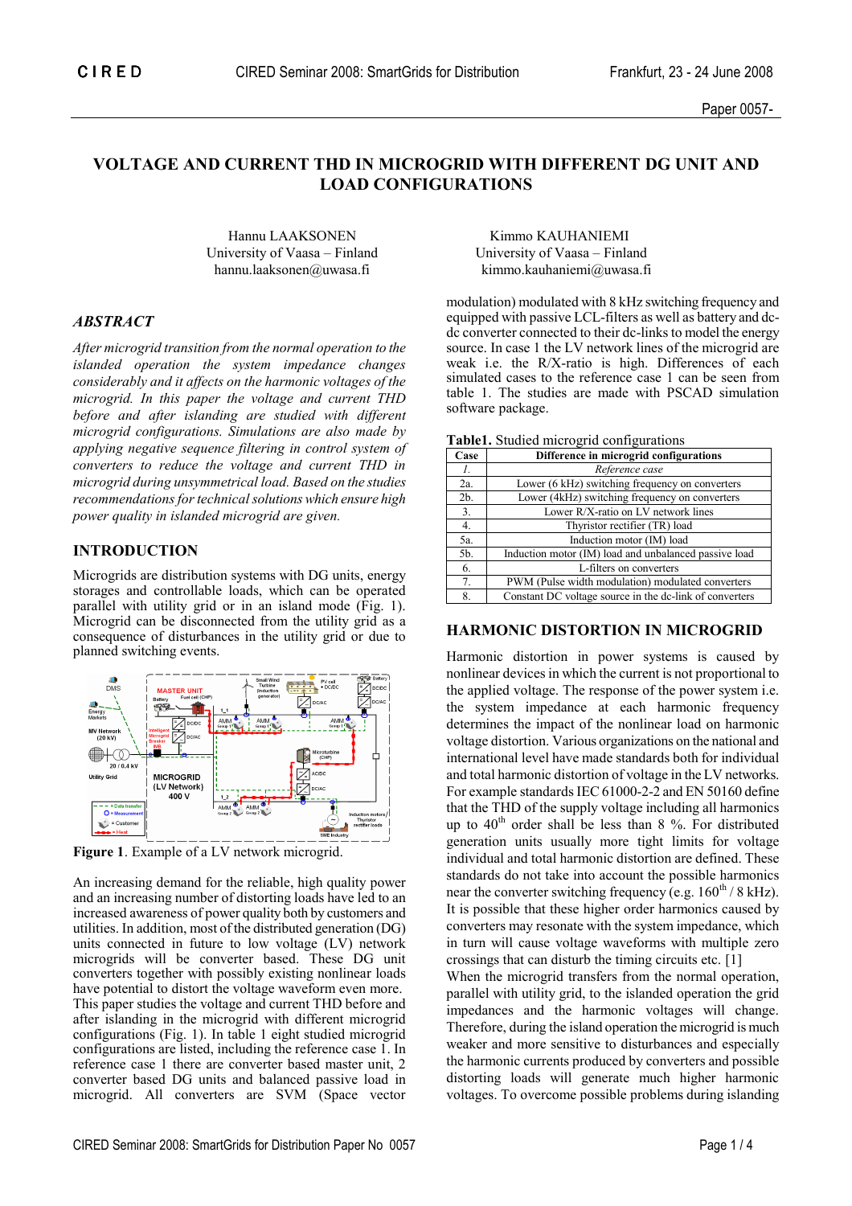# VOLTAGE AND CURRENT THD IN MICROGRID WITH DIFFERENT DG UNIT AND LOAD CONFIGURATIONS

Hannu LAAKSONEN  
University of Vaasa – Finland  
hannu.laaksonen@uwasa.fi

Kimmo KAUHANIEMI  
University of Vaasa – Finland  
kimmo.kauhaniemi@uwasa.fi

## *ABSTRACT*

*After microgrid transition from the normal operation to the islanded operation the system impedance changes considerably and it affects on the harmonic voltages of the microgrid. In this paper the voltage and current THD before and after islanding are studied with different microgrid configurations. Simulations are also made by applying negative sequence filtering in control system of converters to reduce the voltage and current THD in microgrid during unsymmetrical load. Based on the studies recommendations for technical solutions which ensure high power quality in islanded microgrid are given.*

## INTRODUCTION

Microgrids are distribution systems with DG units, energy storages and controllable loads, which can be operated parallel with utility grid or in an island mode (Fig. 1). Microgrid can be disconnected from the utility grid as a consequence of disturbances in the utility grid or due to planned switching events.

**Figure 1**. Example of a LV network microgrid.

An increasing demand for the reliable, high quality power and an increasing number of distorting loads have led to an increased awareness of power quality both by customers and utilities. In addition, most of the distributed generation (DG) units connected in future to low voltage (LV) network microgrids will be converter based. These DG unit converters together with possibly existing nonlinear loads have potential to distort the voltage waveform even more. This paper studies the voltage and current THD before and after islanding in the microgrid with different microgrid configurations (Fig. 1). In table 1 eight studied microgrid configurations are listed, including the reference case 1. In reference case 1 there are converter based master unit, 2 converter based DG units and balanced passive load in microgrid. All converters are SVM (Space vector modulation) modulated with 8 kHz switching frequency and equipped with passive LCL-filters as well as battery and dc-dc converter connected to their dc-links to model the energy source. In case 1 the LV network lines of the microgrid are weak i.e. the R/X-ratio is high. Differences of each simulated cases to the reference case 1 can be seen from table 1. The studies are made with PSCAD simulation software package.

**Table1.** Studied microgrid configurations

| Case | Difference in microgrid configurations |
|---|---|
| *1.* | *Reference case* |
| 2a. | Lower (6 kHz) switching frequency on converters |
| 2b. | Lower (4kHz) switching frequency on converters |
| 3. | Lower R/X-ratio on LV network lines |
| 4. | Thyristor rectifier (TR) load |
| 5a. | Induction motor (IM) load |
| 5b. | Induction motor (IM) load and unbalanced passive load |
| 6. | L-filters on converters |
| 7. | PWM (Pulse width modulation) modulated converters |
| 8. | Constant DC voltage source in the dc-link of converters |

## HARMONIC DISTORTION IN MICROGRID

Harmonic distortion in power systems is caused by nonlinear devices in which the current is not proportional to the applied voltage. The response of the power system i.e. the system impedance at each harmonic frequency determines the impact of the nonlinear load on harmonic voltage distortion. Various organizations on the national and international level have made standards both for individual and total harmonic distortion of voltage in the LV networks. For example standards IEC 61000-2-2 and EN 50160 define that the THD of the supply voltage including all harmonics up to 40$^{th}$ order shall be less than 8 %. For distributed generation units usually more tight limits for voltage individual and total harmonic distortion are defined. These standards do not take into account the possible harmonics near the converter switching frequency (e.g. 160$^{th}$ / 8 kHz). It is possible that these higher order harmonics caused by converters may resonate with the system impedance, which in turn will cause voltage waveforms with multiple zero crossings that can disturb the timing circuits etc. [1]

When the microgrid transfers from the normal operation, parallel with utility grid, to the islanded operation the grid impedances and the harmonic voltages will change. Therefore, during the island operation the microgrid is much weaker and more sensitive to disturbances and especially the harmonic currents produced by converters and possible distorting loads will generate much higher harmonic voltages. To overcome possible problems during islanding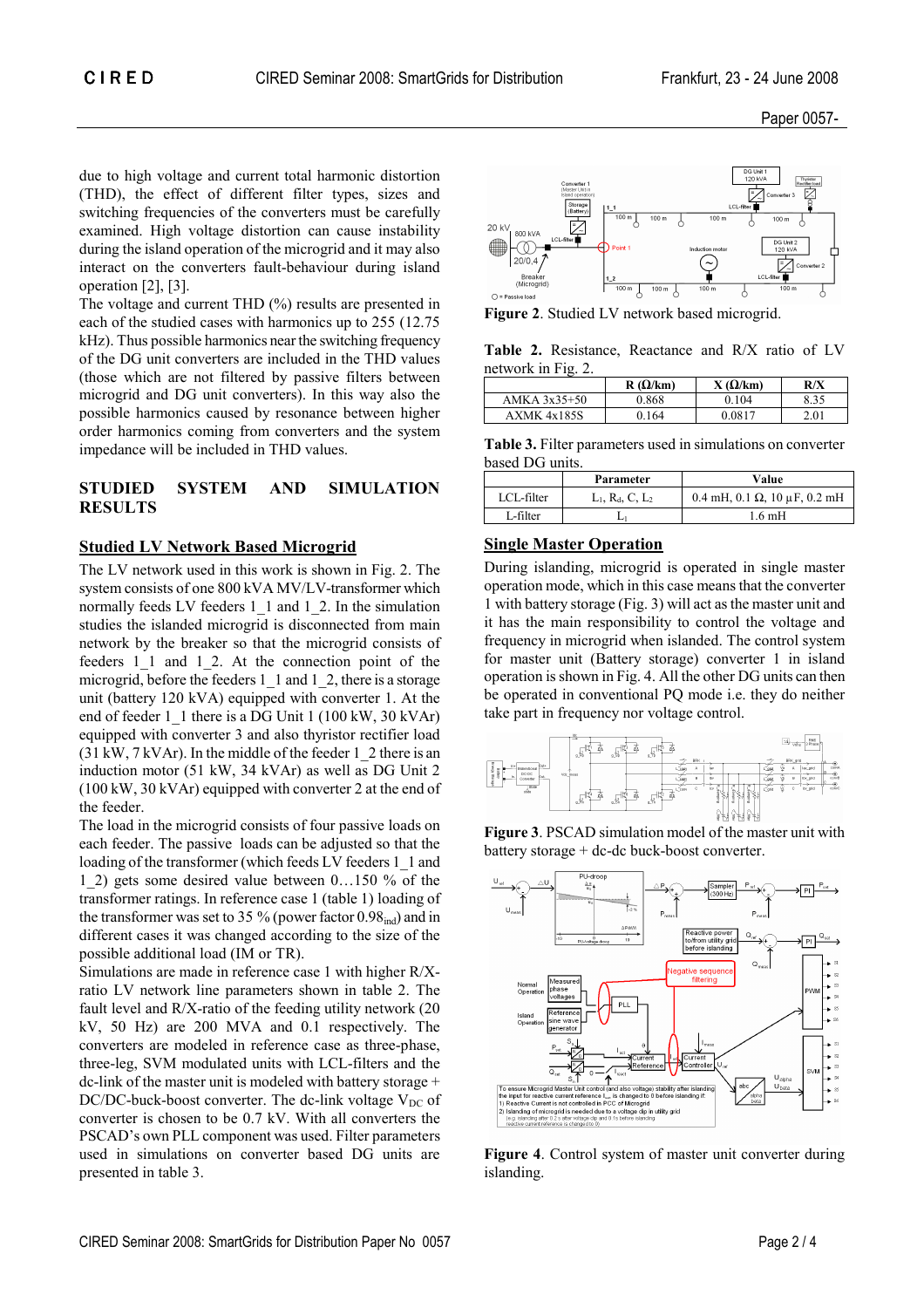due to high voltage and current total harmonic distortion (THD), the effect of different filter types, sizes and switching frequencies of the converters must be carefully examined. High voltage distortion can cause instability during the island operation of the microgrid and it may also interact on the converters fault-behaviour during island operation [2], [3].

The voltage and current THD (%) results are presented in each of the studied cases with harmonics up to 255 (12.75 kHz). Thus possible harmonics near the switching frequency of the DG unit converters are included in the THD values (those which are not filtered by passive filters between microgrid and DG unit converters). In this way also the possible harmonics caused by resonance between higher order harmonics coming from converters and the system impedance will be included in THD values.

## STUDIED SYSTEM AND SIMULATION RESULTS

### Studied LV Network Based Microgrid

The LV network used in this work is shown in Fig. 2. The system consists of one 800 kVA MV/LV-transformer which normally feeds LV feeders 1_1 and 1_2. In the simulation studies the islanded microgrid is disconnected from main network by the breaker so that the microgrid consists of feeders 1_1 and 1_2. At the connection point of the microgrid, before the feeders 1_1 and 1_2, there is a storage unit (battery 120 kVA) equipped with converter 1. At the end of feeder 1_1 there is a DG Unit 1 (100 kW, 30 kVAr) equipped with converter 3 and also thyristor rectifier load (31 kW, 7 kVAr). In the middle of the feeder 1_2 there is an induction motor (51 kW, 34 kVAr) as well as DG Unit 2 (100 kW, 30 kVAr) equipped with converter 2 at the end of the feeder.

The load in the microgrid consists of four passive loads on each feeder. The passive loads can be adjusted so that the loading of the transformer (which feeds LV feeders 1_1 and 1_2) gets some desired value between 0…150 % of the transformer ratings. In reference case 1 (table 1) loading of the transformer was set to 35 % (power factor $0.98_{ind}$) and in different cases it was changed according to the size of the possible additional load (IM or TR).

Simulations are made in reference case 1 with higher R/X-ratio LV network line parameters shown in table 2. The fault level and R/X-ratio of the feeding utility network (20 kV, 50 Hz) are 200 MVA and 0.1 respectively. The converters are modeled in reference case as three-phase, three-leg, SVM modulated units with LCL-filters and the dc-link of the master unit is modeled with battery storage + DC/DC-buck-boost converter. The dc-link voltage $V_{DC}$ of converter is chosen to be 0.7 kV. With all converters the PSCAD's own PLL component was used. Filter parameters used in simulations on converter based DG units are presented in table 3.

**Figure 2**. Studied LV network based microgrid.

**Table 2.** Resistance, Reactance and R/X ratio of LV network in Fig. 2.

| | R (Ω/km) | X (Ω/km) | R/X |
|---|---|---|---|
| AMKA 3x35+50 | 0.868 | 0.104 | 8.35 |
| AXMK 4x185S | 0.164 | 0.0817 | 2.01 |

**Table 3.** Filter parameters used in simulations on converter based DG units.

| | Parameter | Value |
|---|---|---|
| LCL-filter | $L_1$, $R_d$, C, $L_2$ | 0.4 mH, 0.1 Ω, 10 µF, 0.2 mH |
| L-filter | $L_1$ | 1.6 mH |

### Single Master Operation

During islanding, microgrid is operated in single master operation mode, which in this case means that the converter 1 with battery storage (Fig. 3) will act as the master unit and it has the main responsibility to control the voltage and frequency in microgrid when islanded. The control system for master unit (Battery storage) converter 1 in island operation is shown in Fig. 4. All the other DG units can then be operated in conventional PQ mode i.e. they do neither take part in frequency nor voltage control.

**Figure 3**. PSCAD simulation model of the master unit with battery storage + dc-dc buck-boost converter.

**Figure 4**. Control system of master unit converter during islanding.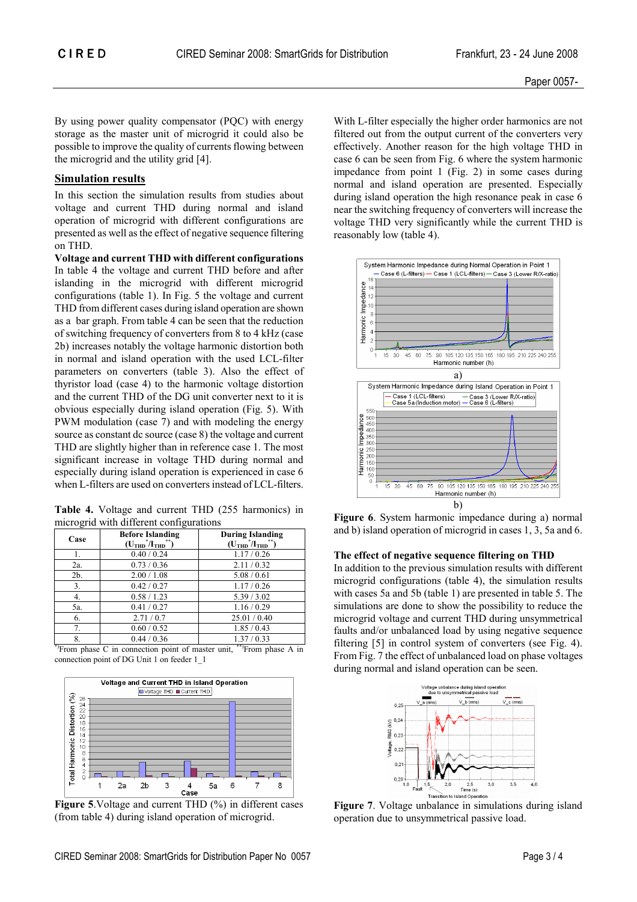By using power quality compensator (PQC) with energy storage as the master unit of microgrid it could also be possible to improve the quality of currents flowing between the microgrid and the utility grid [4].

## Simulation results

In this section the simulation results from studies about voltage and current THD during normal and island operation of microgrid with different configurations are presented as well as the effect of negative sequence filtering on THD.

**Voltage and current THD with different configurations**

In table 4 the voltage and current THD before and after islanding in the microgrid with different microgrid configurations (table 1). In Fig. 5 the voltage and current THD from different cases during island operation are shown as a bar graph. From table 4 can be seen that the reduction of switching frequency of converters from 8 to 4 kHz (case 2b) increases notably the voltage harmonic distortion both in normal and island operation with the used LCL-filter parameters on converters (table 3). Also the effect of thyristor load (case 4) to the harmonic voltage distortion and the current THD of the DG unit converter next to it is obvious especially during island operation (Fig. 5). With PWM modulation (case 7) and with modeling the energy source as constant dc source (case 8) the voltage and current THD are slightly higher than in reference case 1. The most significant increase in voltage THD during normal and especially during island operation is experienced in case 6 when L-filters are used on converters instead of LCL-filters.

**Table 4.** Voltage and current THD (255 harmonics) in microgrid with different configurations

| Case | Before Islanding ($U_{THD}$*/$I_{THD}$**) | During Islanding ($U_{THD}$*/$I_{THD}$**) |
|---|---|---|
| 1. | 0.40 / 0.24 | 1.17 / 0.26 |
| 2a. | 0.73 / 0.36 | 2.11 / 0.32 |
| 2b. | 2.00 / 1.08 | 5.08 / 0.61 |
| 3. | 0.42 / 0.27 | 1.17 / 0.26 |
| 4. | 0.58 / 1.23 | 5.39 / 3.02 |
| 5a. | 0.41 / 0.27 | 1.16 / 0.29 |
| 6. | 2.71 / 0.7 | 25.01 / 0.40 |
| 7. | 0.60 / 0.52 | 1.85 / 0.43 |
| 8. | 0.44 / 0.36 | 1.37 / 0.33 |

*From phase C in connection point of master unit, **From phase A in connection point of DG Unit 1 on feeder 1_1

**Figure 5**.Voltage and current THD (%) in different cases (from table 4) during island operation of microgrid.

With L-filter especially the higher order harmonics are not filtered out from the output current of the converters very effectively. Another reason for the high voltage THD in case 6 can be seen from Fig. 6 where the system harmonic impedance from point 1 (Fig. 2) in some cases during normal and island operation are presented. Especially during island operation the high resonance peak in case 6 near the switching frequency of converters will increase the voltage THD very significantly while the current THD is reasonably low (table 4).

**Figure 6**. System harmonic impedance during a) normal and b) island operation of microgrid in cases 1, 3, 5a and 6.

**The effect of negative sequence filtering on THD**

In addition to the previous simulation results with different microgrid configurations (table 4), the simulation results with cases 5a and 5b (table 1) are presented in table 5. The simulations are done to show the possibility to reduce the microgrid voltage and current THD during unsymmetrical faults and/or unbalanced load by using negative sequence filtering [5] in control system of converters (see Fig. 4). From Fig. 7 the effect of unbalanced load on phase voltages during normal and island operation can be seen.

**Figure 7**. Voltage unbalance in simulations during island operation due to unsymmetrical passive load.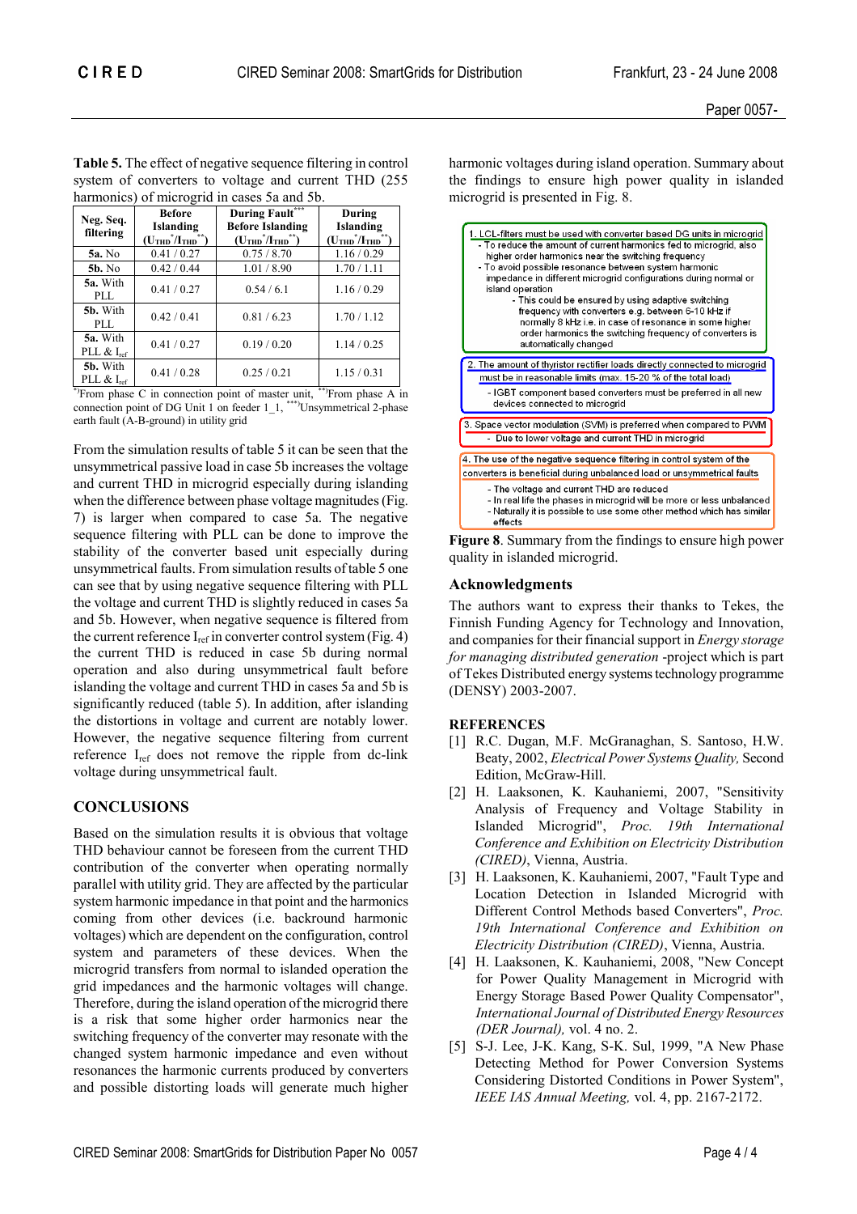**Table 5.** The effect of negative sequence filtering in control system of converters to voltage and current THD (255 harmonics) of microgrid in cases 5a and 5b.

| Neg. Seq. filtering | Before Islanding ($U_{THD}$\*/$I_{THD}$\*\*) | During Fault\*\*\* Before Islanding ($U_{THD}$\*/$I_{THD}$\*\*) | During Islanding ($U_{THD}$\*/$I_{THD}$\*\*) |
|---|---|---|---|
| **5a.** No | 0.41 / 0.27 | 0.75 / 8.70 | 1.16 / 0.29 |
| **5b.** No | 0.42 / 0.44 | 1.01 / 8.90 | 1.70 / 1.11 |
| **5a.** With PLL | 0.41 / 0.27 | 0.54 / 6.1 | 1.16 / 0.29 |
| **5b.** With PLL | 0.42 / 0.41 | 0.81 / 6.23 | 1.70 / 1.12 |
| **5a.** With PLL & $I_{ref}$ | 0.41 / 0.27 | 0.19 / 0.20 | 1.14 / 0.25 |
| **5b.** With PLL & $I_{ref}$ | 0.41 / 0.28 | 0.25 / 0.21 | 1.15 / 0.31 |

\*From phase C in connection point of master unit, \*\*From phase A in connection point of DG Unit 1 on feeder 1_1, \*\*\*Unsymmetrical 2-phase earth fault (A-B-ground) in utility grid

From the simulation results of table 5 it can be seen that the unsymmetrical passive load in case 5b increases the voltage and current THD in microgrid especially during islanding when the difference between phase voltage magnitudes (Fig. 7) is larger when compared to case 5a. The negative sequence filtering with PLL can be done to improve the stability of the converter based unit especially during unsymmetrical faults. From simulation results of table 5 one can see that by using negative sequence filtering with PLL the voltage and current THD is slightly reduced in cases 5a and 5b. However, when negative sequence is filtered from the current reference $I_{ref}$ in converter control system (Fig. 4) the current THD is reduced in case 5b during normal operation and also during unsymmetrical fault before islanding the voltage and current THD in cases 5a and 5b is significantly reduced (table 5). In addition, after islanding the distortions in voltage and current are notably lower. However, the negative sequence filtering from current reference $I_{ref}$ does not remove the ripple from dc-link voltage during unsymmetrical fault.

## CONCLUSIONS

Based on the simulation results it is obvious that voltage THD behaviour cannot be foreseen from the current THD contribution of the converter when operating normally parallel with utility grid. They are affected by the particular system harmonic impedance in that point and the harmonics coming from other devices (i.e. backround harmonic voltages) which are dependent on the configuration, control system and parameters of these devices. When the microgrid transfers from normal to islanded operation the grid impedances and the harmonic voltages will change. Therefore, during the island operation of the microgrid there is a risk that some higher order harmonics near the switching frequency of the converter may resonate with the changed system harmonic impedance and even without resonances the harmonic currents produced by converters and possible distorting loads will generate much higher harmonic voltages during island operation. Summary about the findings to ensure high power quality in islanded microgrid is presented in Fig. 8.

1. LCL-filters must be used with converter based DG units in microgrid
   - To reduce the amount of current harmonics fed to microgrid, also higher order harmonics near the switching frequency
   - To avoid possible resonance between system harmonic impedance in different microgrid configurations during normal or island operation
     - This could be ensured by using adaptive switching frequency with converters e.g. between 6-10 kHz if normally 8 kHz i.e. in case of resonance in some higher order harmonics the switching frequency of converters is automatically changed

2. The amount of thyristor rectifier loads directly connected to microgrid must be in reasonable limits (max. 15-20 % of the total load)
   - IGBT component based converters must be preferred in all new devices connected to microgrid

3. Space vector modulation (SVM) is preferred when compared to PWM
   - Due to lower voltage and current THD in microgrid

4. The use of the negative sequence filtering in control system of the converters is beneficial during unbalanced load or unsymmetrical faults
   - The voltage and current THD are reduced
   - In real life the phases in microgrid will be more or less unbalanced
   - Naturally it is possible to use some other method which has similar effects

**Figure 8**. Summary from the findings to ensure high power quality in islanded microgrid.

## Acknowledgments

The authors want to express their thanks to Tekes, the Finnish Funding Agency for Technology and Innovation, and companies for their financial support in *Energy storage for managing distributed generation* -project which is part of Tekes Distributed energy systems technology programme (DENSY) 2003-2007.

## REFERENCES

[1] R.C. Dugan, M.F. McGranaghan, S. Santoso, H.W. Beaty, 2002, *Electrical Power Systems Quality,* Second Edition, McGraw-Hill.

[2] H. Laaksonen, K. Kauhaniemi, 2007, "Sensitivity Analysis of Frequency and Voltage Stability in Islanded Microgrid", *Proc. 19th International Conference and Exhibition on Electricity Distribution (CIRED)*, Vienna, Austria.

[3] H. Laaksonen, K. Kauhaniemi, 2007, "Fault Type and Location Detection in Islanded Microgrid with Different Control Methods based Converters", *Proc. 19th International Conference and Exhibition on Electricity Distribution (CIRED)*, Vienna, Austria.

[4] H. Laaksonen, K. Kauhaniemi, 2008, "New Concept for Power Quality Management in Microgrid with Energy Storage Based Power Quality Compensator", *International Journal of Distributed Energy Resources (DER Journal),* vol. 4 no. 2.

[5] S-J. Lee, J-K. Kang, S-K. Sul, 1999, "A New Phase Detecting Method for Power Conversion Systems Considering Distorted Conditions in Power System", *IEEE IAS Annual Meeting,* vol. 4, pp. 2167-2172.